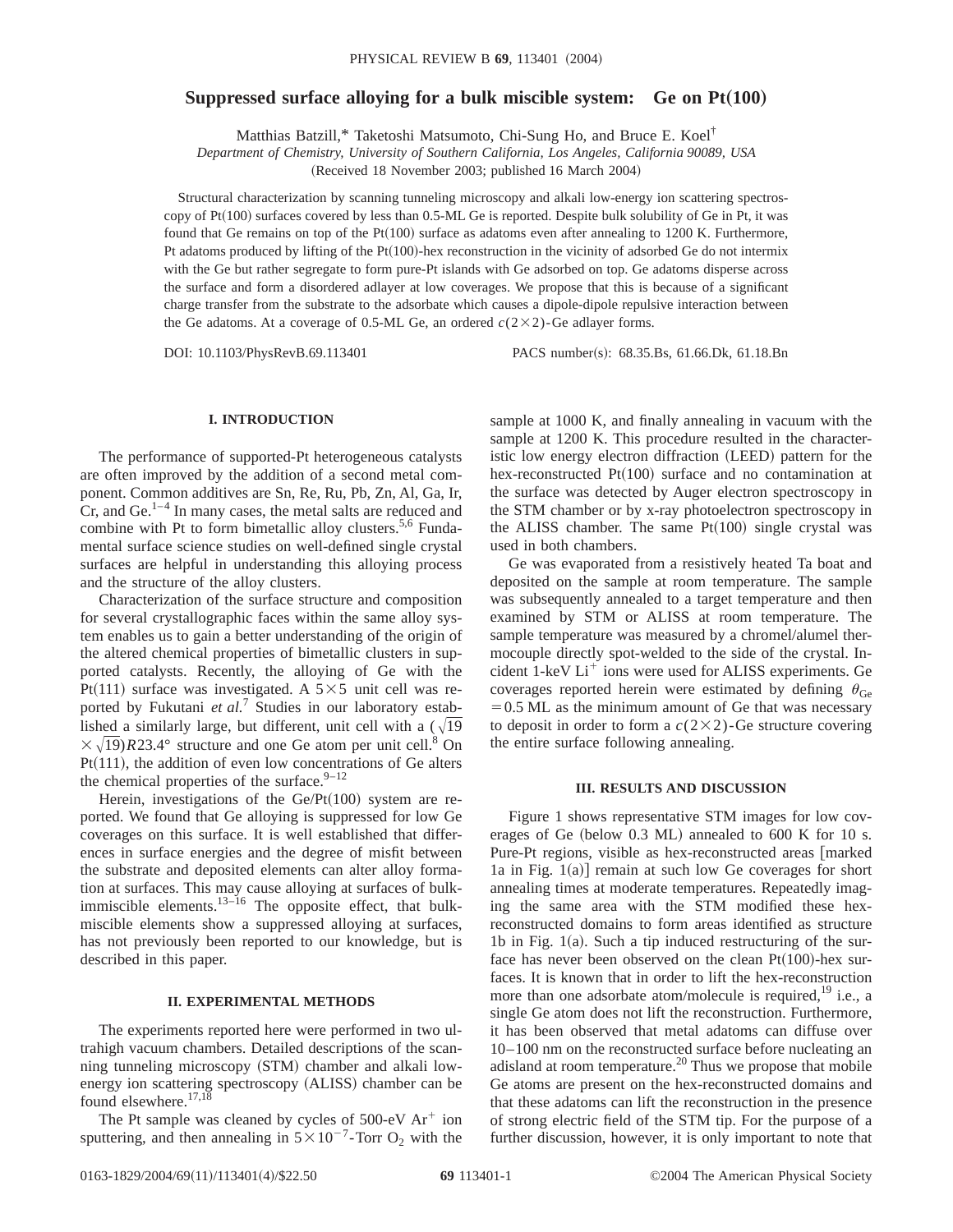# Suppressed surface alloying for a bulk miscible system: Ge on Pt(100)

Matthias Batzill,* Taketoshi Matsumoto, Chi-Sung Ho, and Bruce E. Koel†

*Department of Chemistry, University of Southern California, Los Angeles, California 90089, USA*

(Received 18 November 2003; published 16 March 2004)

Structural characterization by scanning tunneling microscopy and alkali low-energy ion scattering spectroscopy of Pt(100) surfaces covered by less than 0.5-ML Ge is reported. Despite bulk solubility of Ge in Pt, it was found that Ge remains on top of the Pt(100) surface as adatoms even after annealing to 1200 K. Furthermore, Pt adatoms produced by lifting of the Pt(100)-hex reconstruction in the vicinity of adsorbed Ge do not intermix with the Ge but rather segregate to form pure-Pt islands with Ge adsorbed on top. Ge adatoms disperse across the surface and form a disordered adlayer at low coverages. We propose that this is because of a significant charge transfer from the substrate to the adsorbate which causes a dipole-dipole repulsive interaction between the Ge adatoms. At a coverage of 0.5-ML Ge, an ordered $c(2\times2)$-Ge adlayer forms.

DOI: 10.1103/PhysRevB.69.113401 PACS number(s): 68.35.Bs, 61.66.Dk, 61.18.Bn

## I. INTRODUCTION

The performance of supported-Pt heterogeneous catalysts are often improved by the addition of a second metal component. Common additives are Sn, Re, Ru, Pb, Zn, Al, Ga, Ir, Cr, and Ge.[1–4] In many cases, the metal salts are reduced and combine with Pt to form bimetallic alloy clusters.[5,6] Fundamental surface science studies on well-defined single crystal surfaces are helpful in understanding this alloying process and the structure of the alloy clusters.

Characterization of the surface structure and composition for several crystallographic faces within the same alloy system enables us to gain a better understanding of the origin of the altered chemical properties of bimetallic clusters in supported catalysts. Recently, the alloying of Ge with the Pt(111) surface was investigated. A $5\times5$ unit cell was reported by Fukutani *et al.*[7] Studies in our laboratory established a similarly large, but different, unit cell with a $(\sqrt{19}\times\sqrt{19})R23.4°$ structure and one Ge atom per unit cell.[8] On Pt(111), the addition of even low concentrations of Ge alters the chemical properties of the surface.[9–12]

Herein, investigations of the Ge/Pt(100) system are reported. We found that Ge alloying is suppressed for low Ge coverages on this surface. It is well established that differences in surface energies and the degree of misfit between the substrate and deposited elements can alter alloy formation at surfaces. This may cause alloying at surfaces of bulk-immiscible elements.[13–16] The opposite effect, that bulk-miscible elements show a suppressed alloying at surfaces, has not previously been reported to our knowledge, but is described in this paper.

## II. EXPERIMENTAL METHODS

The experiments reported here were performed in two ultrahigh vacuum chambers. Detailed descriptions of the scanning tunneling microscopy (STM) chamber and alkali low-energy ion scattering spectroscopy (ALISS) chamber can be found elsewhere.[17,18]

The Pt sample was cleaned by cycles of 500-eV $Ar^+$ ion sputtering, and then annealing in $5\times10^{-7}$-Torr $O_2$ with the sample at 1000 K, and finally annealing in vacuum with the sample at 1200 K. This procedure resulted in the characteristic low energy electron diffraction (LEED) pattern for the hex-reconstructed Pt(100) surface and no contamination at the surface was detected by Auger electron spectroscopy in the STM chamber or by x-ray photoelectron spectroscopy in the ALISS chamber. The same Pt(100) single crystal was used in both chambers.

Ge was evaporated from a resistively heated Ta boat and deposited on the sample at room temperature. The sample was subsequently annealed to a target temperature and then examined by STM or ALISS at room temperature. The sample temperature was measured by a chromel/alumel thermocouple directly spot-welded to the side of the crystal. Incident 1-keV $Li^+$ ions were used for ALISS experiments. Ge coverages reported herein were estimated by defining $\theta_{Ge}=0.5$ ML as the minimum amount of Ge that was necessary to deposit in order to form a $c(2\times2)$-Ge structure covering the entire surface following annealing.

## III. RESULTS AND DISCUSSION

Figure 1 shows representative STM images for low coverages of Ge (below 0.3 ML) annealed to 600 K for 10 s. Pure-Pt regions, visible as hex-reconstructed areas [marked 1a in Fig. 1(a)] remain at such low Ge coverages for short annealing times at moderate temperatures. Repeatedly imaging the same area with the STM modified these hex-reconstructed domains to form areas identified as structure 1b in Fig. 1(a). Such a tip induced restructuring of the surface has never been observed on the clean Pt(100)-hex surfaces. It is known that in order to lift the hex-reconstruction more than one adsorbate atom/molecule is required,[19] i.e., a single Ge atom does not lift the reconstruction. Furthermore, it has been observed that metal adatoms can diffuse over 10–100 nm on the reconstructed surface before nucleating an adisland at room temperature.[20] Thus we propose that mobile Ge atoms are present on the hex-reconstructed domains and that these adatoms can lift the reconstruction in the presence of strong electric field of the STM tip. For the purpose of a further discussion, however, it is only important to note that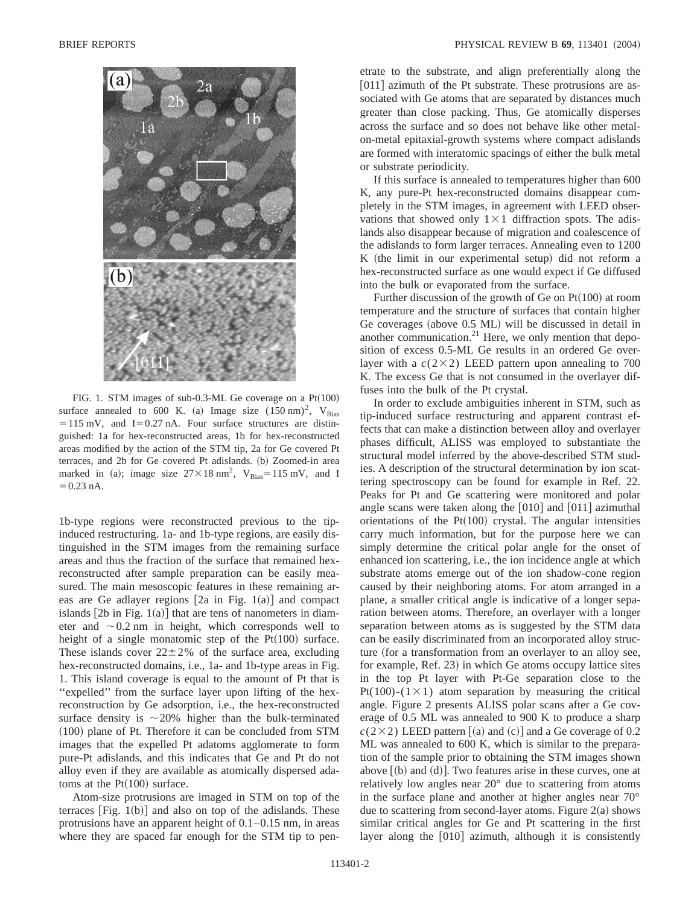FIG. 1. STM images of sub-0.3-ML Ge coverage on a Pt(100) surface annealed to 600 K. (a) Image size $(150\ \mathrm{nm})^2$, $V_{\mathrm{Bias}} = 115\ \mathrm{mV}$, and $I = 0.27\ \mathrm{nA}$. Four surface structures are distinguished: 1a for hex-reconstructed areas, 1b for hex-reconstructed areas modified by the action of the STM tip, 2a for Ge covered Pt terraces, and 2b for Ge covered Pt adislands. (b) Zoomed-in area marked in (a); image size $27 \times 18\ \mathrm{nm}^2$, $V_{\mathrm{Bias}} = 115\ \mathrm{mV}$, and $I = 0.23\ \mathrm{nA}$.

1b-type regions were reconstructed previous to the tip-induced restructuring. 1a- and 1b-type regions, are easily distinguished in the STM images from the remaining surface areas and thus the fraction of the surface that remained hex-reconstructed after sample preparation can be easily measured. The main mesoscopic features in these remaining areas are Ge adlayer regions [2a in Fig. 1(a)] and compact islands [2b in Fig. 1(a)] that are tens of nanometers in diameter and $\sim 0.2$ nm in height, which corresponds well to height of a single monatomic step of the Pt(100) surface. These islands cover $22 \pm 2\%$ of the surface area, excluding hex-reconstructed domains, i.e., 1a- and 1b-type areas in Fig. 1. This island coverage is equal to the amount of Pt that is "expelled" from the surface layer upon lifting of the hex-reconstruction by Ge adsorption, i.e., the hex-reconstructed surface density is $\sim 20\%$ higher than the bulk-terminated (100) plane of Pt. Therefore it can be concluded from STM images that the expelled Pt adatoms agglomerate to form pure-Pt adislands, and this indicates that Ge and Pt do not alloy even if they are available as atomically dispersed adatoms at the Pt(100) surface.

Atom-size protrusions are imaged in STM on top of the terraces [Fig. 1(b)] and also on top of the adislands. These protrusions have an apparent height of 0.1–0.15 nm, in areas where they are spaced far enough for the STM tip to penetrate to the substrate, and align preferentially along the [011] azimuth of the Pt substrate. These protrusions are associated with Ge atoms that are separated by distances much greater than close packing. Thus, Ge atomically disperses across the surface and so does not behave like other metal-on-metal epitaxial-growth systems where compact adislands are formed with interatomic spacings of either the bulk metal or substrate periodicity.

If this surface is annealed to temperatures higher than 600 K, any pure-Pt hex-reconstructed domains disappear completely in the STM images, in agreement with LEED observations that showed only $1 \times 1$ diffraction spots. The adislands also disappear because of migration and coalescence of the adislands to form larger terraces. Annealing even to 1200 K (the limit in our experimental setup) did not reform a hex-reconstructed surface as one would expect if Ge diffused into the bulk or evaporated from the surface.

Further discussion of the growth of Ge on Pt(100) at room temperature and the structure of surfaces that contain higher Ge coverages (above 0.5 ML) will be discussed in detail in another communication.[21] Here, we only mention that deposition of excess 0.5-ML Ge results in an ordered Ge overlayer with a $c(2 \times 2)$ LEED pattern upon annealing to 700 K. The excess Ge that is not consumed in the overlayer diffuses into the bulk of the Pt crystal.

In order to exclude ambiguities inherent in STM, such as tip-induced surface restructuring and apparent contrast effects that can make a distinction between alloy and overlayer phases difficult, ALISS was employed to substantiate the structural model inferred by the above-described STM studies. A description of the structural determination by ion scattering spectroscopy can be found for example in Ref. 22. Peaks for Pt and Ge scattering were monitored and polar angle scans were taken along the [010] and [011] azimuthal orientations of the Pt(100) crystal. The angular intensities carry much information, but for the purpose here we can simply determine the critical polar angle for the onset of enhanced ion scattering, i.e., the ion incidence angle at which substrate atoms emerge out of the ion shadow-cone region caused by their neighboring atoms. For atom arranged in a plane, a smaller critical angle is indicative of a longer separation between atoms. Therefore, an overlayer with a longer separation between atoms as is suggested by the STM data can be easily discriminated from an incorporated alloy structure (for a transformation from an overlayer to an alloy see, for example, Ref. 23) in which Ge atoms occupy lattice sites in the top Pt layer with Pt-Ge separation close to the Pt(100)-$(1 \times 1)$ atom separation by measuring the critical angle. Figure 2 presents ALISS polar scans after a Ge coverage of 0.5 ML was annealed to 900 K to produce a sharp $c(2 \times 2)$ LEED pattern [(a) and (c)] and a Ge coverage of 0.2 ML was annealed to 600 K, which is similar to the preparation of the sample prior to obtaining the STM images shown above [(b) and (d)]. Two features arise in these curves, one at relatively low angles near 20° due to scattering from atoms in the surface plane and another at higher angles near 70° due to scattering from second-layer atoms. Figure 2(a) shows similar critical angles for Ge and Pt scattering in the first layer along the [010] azimuth, although it is consistently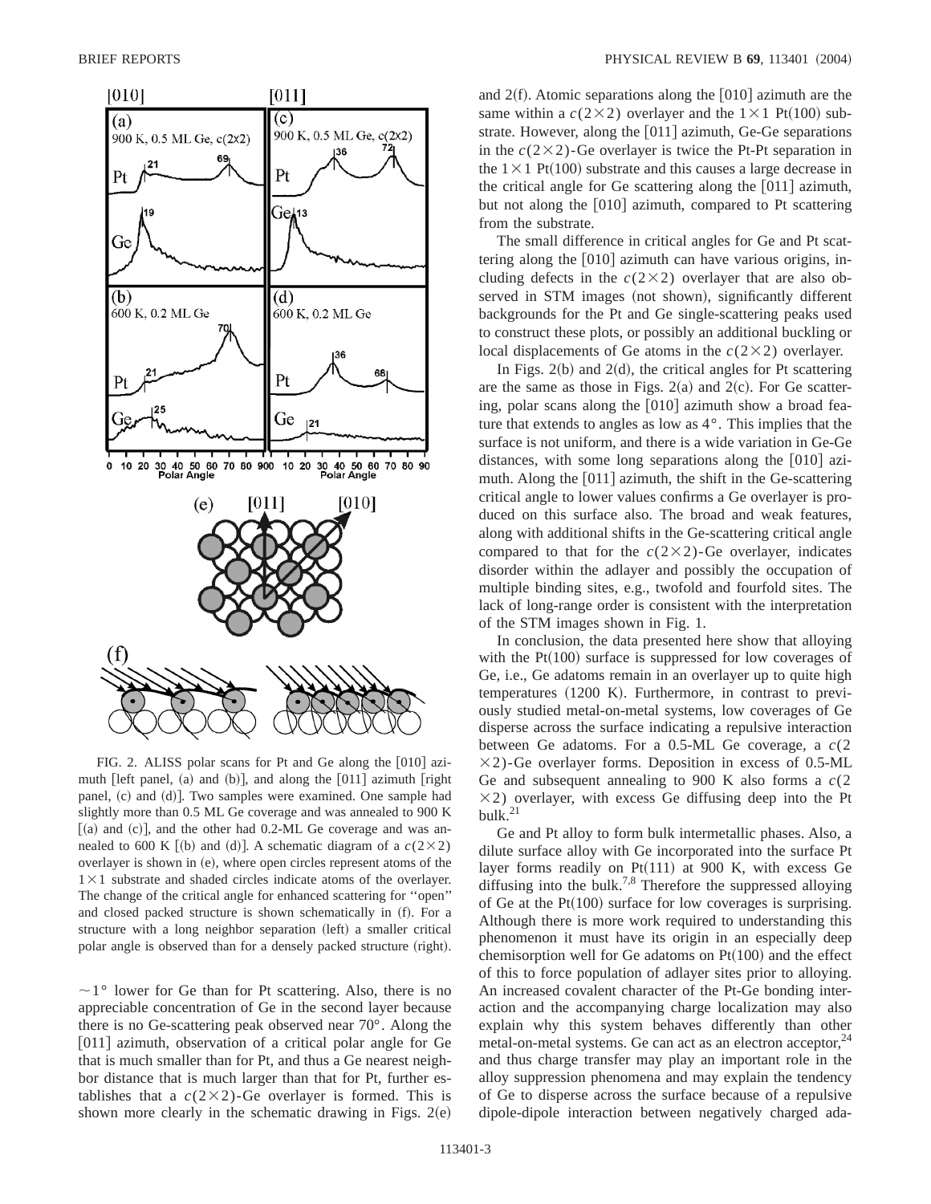FIG. 2. ALISS polar scans for Pt and Ge along the [010] azimuth [left panel, (a) and (b)], and along the [011] azimuth [right panel, (c) and (d)]. Two samples were examined. One sample had slightly more than 0.5 ML Ge coverage and was annealed to 900 K [(a) and (c)], and the other had 0.2-ML Ge coverage and was annealed to 600 K [(b) and (d)]. A schematic diagram of a $c(2\times2)$ overlayer is shown in (e), where open circles represent atoms of the $1\times1$ substrate and shaded circles indicate atoms of the overlayer. The change of the critical angle for enhanced scattering for "open" and closed packed structure is shown schematically in (f). For a structure with a long neighbor separation (left) a smaller critical polar angle is observed than for a densely packed structure (right).

$\sim1°$ lower for Ge than for Pt scattering. Also, there is no appreciable concentration of Ge in the second layer because there is no Ge-scattering peak observed near 70°. Along the [011] azimuth, observation of a critical polar angle for Ge that is much smaller than for Pt, and thus a Ge nearest neighbor distance that is much larger than that for Pt, further establishes that a $c(2\times2)$-Ge overlayer is formed. This is shown more clearly in the schematic drawing in Figs. 2(e) and 2(f). Atomic separations along the [010] azimuth are the same within a $c(2\times2)$ overlayer and the $1\times1$ Pt(100) substrate. However, along the [011] azimuth, Ge-Ge separations in the $c(2\times2)$-Ge overlayer is twice the Pt-Pt separation in the $1\times1$ Pt(100) substrate and this causes a large decrease in the critical angle for Ge scattering along the [011] azimuth, but not along the [010] azimuth, compared to Pt scattering from the substrate.

The small difference in critical angles for Ge and Pt scattering along the [010] azimuth can have various origins, including defects in the $c(2\times2)$ overlayer that are also observed in STM images (not shown), significantly different backgrounds for the Pt and Ge single-scattering peaks used to construct these plots, or possibly an additional buckling or local displacements of Ge atoms in the $c(2\times2)$ overlayer.

In Figs. 2(b) and 2(d), the critical angles for Pt scattering are the same as those in Figs. 2(a) and 2(c). For Ge scattering, polar scans along the [010] azimuth show a broad feature that extends to angles as low as 4°. This implies that the surface is not uniform, and there is a wide variation in Ge-Ge distances, with some long separations along the [010] azimuth. Along the [011] azimuth, the shift in the Ge-scattering critical angle to lower values confirms a Ge overlayer is produced on this surface also. The broad and weak features, along with additional shifts in the Ge-scattering critical angle compared to that for the $c(2\times2)$-Ge overlayer, indicates disorder within the adlayer and possibly the occupation of multiple binding sites, e.g., twofold and fourfold sites. The lack of long-range order is consistent with the interpretation of the STM images shown in Fig. 1.

In conclusion, the data presented here show that alloying with the Pt(100) surface is suppressed for low coverages of Ge, i.e., Ge adatoms remain in an overlayer up to quite high temperatures (1200 K). Furthermore, in contrast to previously studied metal-on-metal systems, low coverages of Ge disperse across the surface indicating a repulsive interaction between Ge adatoms. For a 0.5-ML Ge coverage, a $c(2\times2)$-Ge overlayer forms. Deposition in excess of 0.5-ML Ge and subsequent annealing to 900 K also forms a $c(2\times2)$ overlayer, with excess Ge diffusing deep into the Pt bulk.[21]

Ge and Pt alloy to form bulk intermetallic phases. Also, a dilute surface alloy with Ge incorporated into the surface Pt layer forms readily on Pt(111) at 900 K, with excess Ge diffusing into the bulk.[7,8] Therefore the suppressed alloying of Ge at the Pt(100) surface for low coverages is surprising. Although there is more work required to understanding this phenomenon it must have its origin in an especially deep chemisorption well for Ge adatoms on Pt(100) and the effect of this to force population of adlayer sites prior to alloying. An increased covalent character of the Pt-Ge bonding interaction and the accompanying charge localization may also explain why this system behaves differently than other metal-on-metal systems. Ge can act as an electron acceptor,[24] and thus charge transfer may play an important role in the alloy suppression phenomena and may explain the tendency of Ge to disperse across the surface because of a repulsive dipole-dipole interaction between negatively charged ada-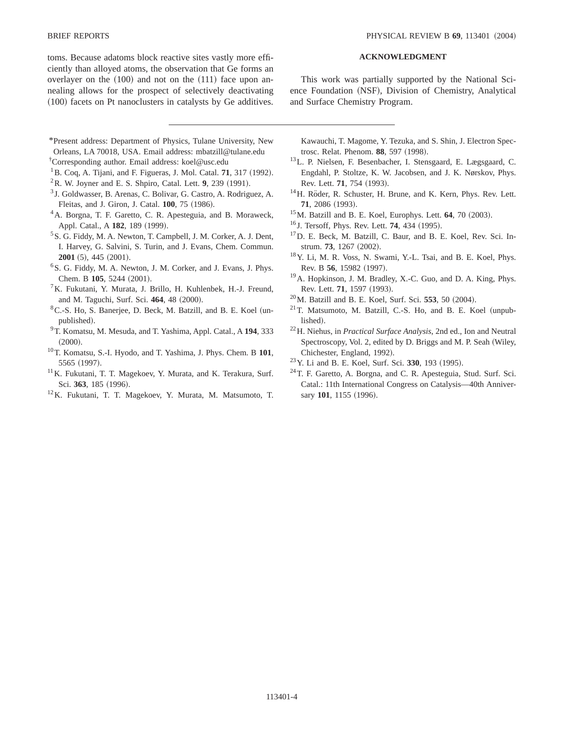toms. Because adatoms block reactive sites vastly more efficiently than alloyed atoms, the observation that Ge forms an overlayer on the (100) and not on the (111) face upon annealing allows for the prospect of selectively deactivating (100) facets on Pt nanoclusters in catalysts by Ge additives.

## ACKNOWLEDGMENT

This work was partially supported by the National Science Foundation (NSF), Division of Chemistry, Analytical and Surface Chemistry Program.

---

*Present address: Department of Physics, Tulane University, New Orleans, LA 70018, USA. Email address: mbatzill@tulane.edu

†Corresponding author. Email address: koel@usc.edu

[1] B. Coq, A. Tijani, and F. Figueras, J. Mol. Catal. **71**, 317 (1992).

[2] R. W. Joyner and E. S. Shpiro, Catal. Lett. **9**, 239 (1991).

[3] J. Goldwasser, B. Arenas, C. Bolivar, G. Castro, A. Rodriguez, A. Fleitas, and J. Giron, J. Catal. **100**, 75 (1986).

[4] A. Borgna, T. F. Garetto, C. R. Apesteguia, and B. Moraweck, Appl. Catal., A **182**, 189 (1999).

[5] S. G. Fiddy, M. A. Newton, T. Campbell, J. M. Corker, A. J. Dent, I. Harvey, G. Salvini, S. Turin, and J. Evans, Chem. Commun. **2001** (5), 445 (2001).

[6] S. G. Fiddy, M. A. Newton, J. M. Corker, and J. Evans, J. Phys. Chem. B **105**, 5244 (2001).

[7] K. Fukutani, Y. Murata, J. Brillo, H. Kuhlenbek, H.-J. Freund, and M. Taguchi, Surf. Sci. **464**, 48 (2000).

[8] C.-S. Ho, S. Banerjee, D. Beck, M. Batzill, and B. E. Koel (unpublished).

[9] T. Komatsu, M. Mesuda, and T. Yashima, Appl. Catal., A **194**, 333 (2000).

[10] T. Komatsu, S.-I. Hyodo, and T. Yashima, J. Phys. Chem. B **101**, 5565 (1997).

[11] K. Fukutani, T. T. Magekoev, Y. Murata, and K. Terakura, Surf. Sci. **363**, 185 (1996).

[12] K. Fukutani, T. T. Magekoev, Y. Murata, M. Matsumoto, T. Kawauchi, T. Magome, Y. Tezuka, and S. Shin, J. Electron Spectrosc. Relat. Phenom. **88**, 597 (1998).

[13] L. P. Nielsen, F. Besenbacher, I. Stensgaard, E. Lægsgaard, C. Engdahl, P. Stoltze, K. W. Jacobsen, and J. K. Nørskov, Phys. Rev. Lett. **71**, 754 (1993).

[14] H. Röder, R. Schuster, H. Brune, and K. Kern, Phys. Rev. Lett. **71**, 2086 (1993).

[15] M. Batzill and B. E. Koel, Europhys. Lett. **64**, 70 (2003).

[16] J. Tersoff, Phys. Rev. Lett. **74**, 434 (1995).

[17] D. E. Beck, M. Batzill, C. Baur, and B. E. Koel, Rev. Sci. Instrum. **73**, 1267 (2002).

[18] Y. Li, M. R. Voss, N. Swami, Y.-L. Tsai, and B. E. Koel, Phys. Rev. B **56**, 15982 (1997).

[19] A. Hopkinson, J. M. Bradley, X.-C. Guo, and D. A. King, Phys. Rev. Lett. **71**, 1597 (1993).

[20] M. Batzill and B. E. Koel, Surf. Sci. **553**, 50 (2004).

[21] T. Matsumoto, M. Batzill, C.-S. Ho, and B. E. Koel (unpublished).

[22] H. Niehus, in *Practical Surface Analysis*, 2nd ed., Ion and Neutral Spectroscopy, Vol. 2, edited by D. Briggs and M. P. Seah (Wiley, Chichester, England, 1992).

[23] Y. Li and B. E. Koel, Surf. Sci. **330**, 193 (1995).

[24] T. F. Garetto, A. Borgna, and C. R. Apesteguia, Stud. Surf. Sci. Catal.: 11th International Congress on Catalysis—40th Anniversary **101**, 1155 (1996).